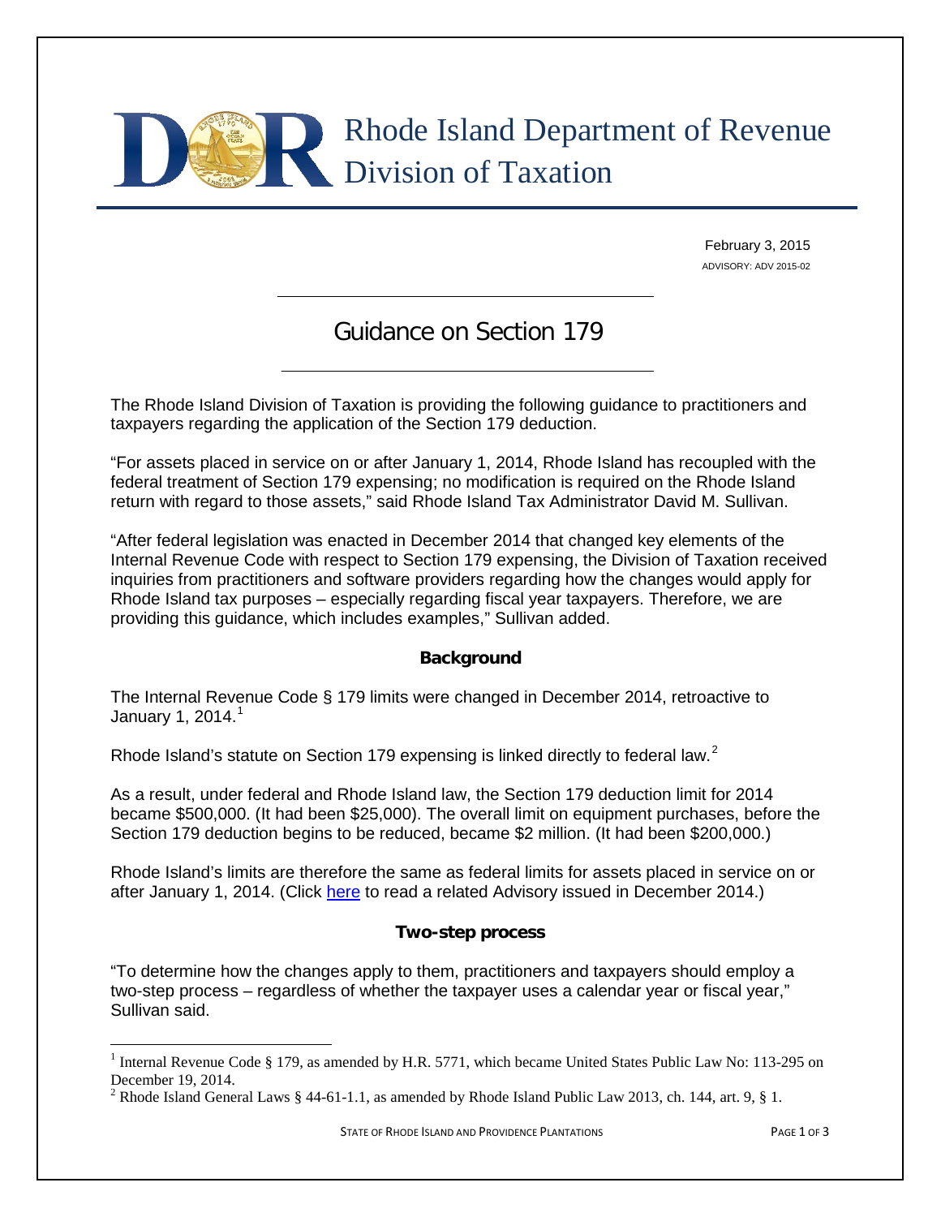Rhode Island Department of Revenue
Division of Taxation

February 3, 2015
ADVISORY: ADV 2015-02

# Guidance on Section 179

The Rhode Island Division of Taxation is providing the following guidance to practitioners and taxpayers regarding the application of the Section 179 deduction.

"For assets placed in service on or after January 1, 2014, Rhode Island has recoupled with the federal treatment of Section 179 expensing; no modification is required on the Rhode Island return with regard to those assets," said Rhode Island Tax Administrator David M. Sullivan.

"After federal legislation was enacted in December 2014 that changed key elements of the Internal Revenue Code with respect to Section 179 expensing, the Division of Taxation received inquiries from practitioners and software providers regarding how the changes would apply for Rhode Island tax purposes – especially regarding fiscal year taxpayers. Therefore, we are providing this guidance, which includes examples," Sullivan added.

## Background

The Internal Revenue Code § 179 limits were changed in December 2014, retroactive to January 1, 2014.[1]

Rhode Island's statute on Section 179 expensing is linked directly to federal law.[2]

As a result, under federal and Rhode Island law, the Section 179 deduction limit for 2014 became $500,000. (It had been $25,000). The overall limit on equipment purchases, before the Section 179 deduction begins to be reduced, became $2 million. (It had been $200,000.)

Rhode Island's limits are therefore the same as federal limits for assets placed in service on or after January 1, 2014. (Click here to read a related Advisory issued in December 2014.)

## Two-step process

"To determine how the changes apply to them, practitioners and taxpayers should employ a two-step process – regardless of whether the taxpayer uses a calendar year or fiscal year," Sullivan said.

---

[1] Internal Revenue Code § 179, as amended by H.R. 5771, which became United States Public Law No: 113-295 on December 19, 2014.

[2] Rhode Island General Laws § 44-61-1.1, as amended by Rhode Island Public Law 2013, ch. 144, art. 9, § 1.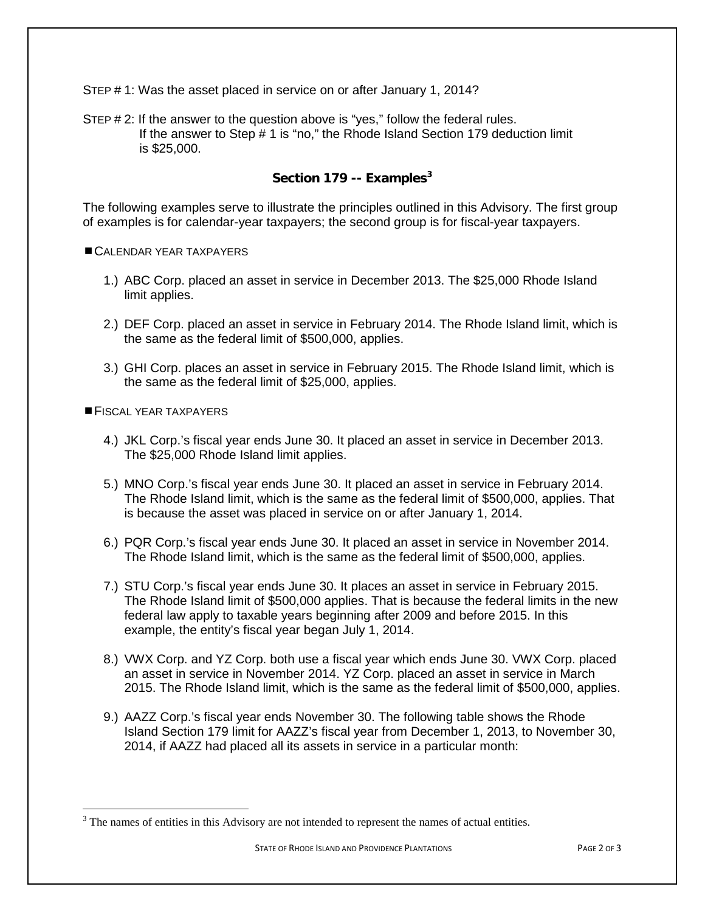STEP # 1: Was the asset placed in service on or after January 1, 2014?

STEP # 2: If the answer to the question above is "yes," follow the federal rules.
If the answer to Step # 1 is "no," the Rhode Island Section 179 deduction limit is $25,000.

## Section 179 -- Examples[3]

The following examples serve to illustrate the principles outlined in this Advisory. The first group of examples is for calendar-year taxpayers; the second group is for fiscal-year taxpayers.

■ CALENDAR YEAR TAXPAYERS

1.) ABC Corp. placed an asset in service in December 2013. The $25,000 Rhode Island limit applies.

2.) DEF Corp. placed an asset in service in February 2014. The Rhode Island limit, which is the same as the federal limit of $500,000, applies.

3.) GHI Corp. places an asset in service in February 2015. The Rhode Island limit, which is the same as the federal limit of $25,000, applies.

■ FISCAL YEAR TAXPAYERS

4.) JKL Corp.'s fiscal year ends June 30. It placed an asset in service in December 2013. The $25,000 Rhode Island limit applies.

5.) MNO Corp.'s fiscal year ends June 30. It placed an asset in service in February 2014. The Rhode Island limit, which is the same as the federal limit of $500,000, applies. That is because the asset was placed in service on or after January 1, 2014.

6.) PQR Corp.'s fiscal year ends June 30. It placed an asset in service in November 2014. The Rhode Island limit, which is the same as the federal limit of $500,000, applies.

7.) STU Corp.'s fiscal year ends June 30. It places an asset in service in February 2015. The Rhode Island limit of $500,000 applies. That is because the federal limits in the new federal law apply to taxable years beginning after 2009 and before 2015. In this example, the entity's fiscal year began July 1, 2014.

8.) VWX Corp. and YZ Corp. both use a fiscal year which ends June 30. VWX Corp. placed an asset in service in November 2014. YZ Corp. placed an asset in service in March 2015. The Rhode Island limit, which is the same as the federal limit of $500,000, applies.

9.) AAZZ Corp.'s fiscal year ends November 30. The following table shows the Rhode Island Section 179 limit for AAZZ's fiscal year from December 1, 2013, to November 30, 2014, if AAZZ had placed all its assets in service in a particular month:

---

[3] The names of entities in this Advisory are not intended to represent the names of actual entities.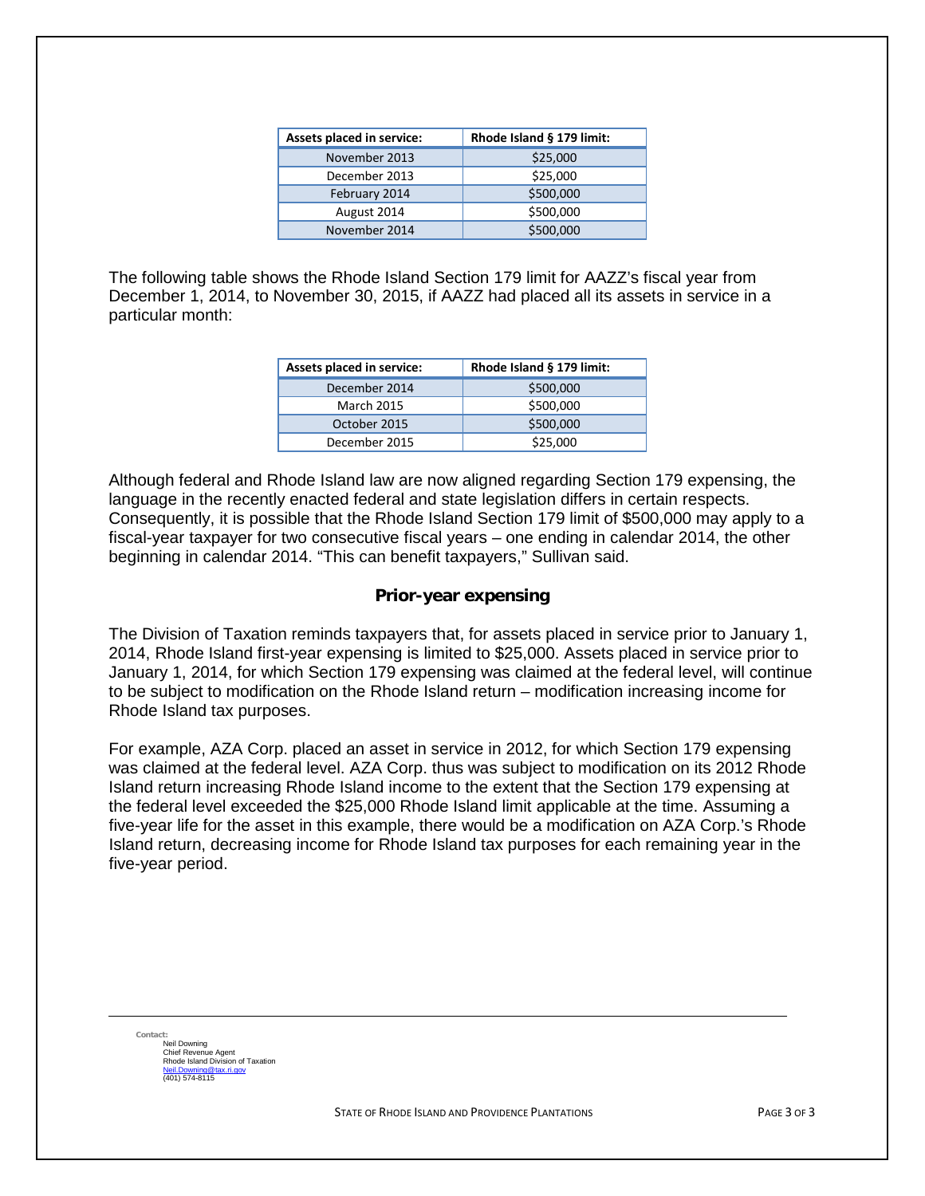| Assets placed in service: | Rhode Island § 179 limit: |
|---|---|
| November 2013 | $25,000 |
| December 2013 | $25,000 |
| February 2014 | $500,000 |
| August 2014 | $500,000 |
| November 2014 | $500,000 |

The following table shows the Rhode Island Section 179 limit for AAZZ's fiscal year from December 1, 2014, to November 30, 2015, if AAZZ had placed all its assets in service in a particular month:

| Assets placed in service: | Rhode Island § 179 limit: |
|---|---|
| December 2014 | $500,000 |
| March 2015 | $500,000 |
| October 2015 | $500,000 |
| December 2015 | $25,000 |

Although federal and Rhode Island law are now aligned regarding Section 179 expensing, the language in the recently enacted federal and state legislation differs in certain respects. Consequently, it is possible that the Rhode Island Section 179 limit of $500,000 may apply to a fiscal-year taxpayer for two consecutive fiscal years – one ending in calendar 2014, the other beginning in calendar 2014. "This can benefit taxpayers," Sullivan said.

### Prior-year expensing

The Division of Taxation reminds taxpayers that, for assets placed in service prior to January 1, 2014, Rhode Island first-year expensing is limited to $25,000. Assets placed in service prior to January 1, 2014, for which Section 179 expensing was claimed at the federal level, will continue to be subject to modification on the Rhode Island return – modification increasing income for Rhode Island tax purposes.

For example, AZA Corp. placed an asset in service in 2012, for which Section 179 expensing was claimed at the federal level. AZA Corp. thus was subject to modification on its 2012 Rhode Island return increasing Rhode Island income to the extent that the Section 179 expensing at the federal level exceeded the $25,000 Rhode Island limit applicable at the time. Assuming a five-year life for the asset in this example, there would be a modification on AZA Corp.'s Rhode Island return, decreasing income for Rhode Island tax purposes for each remaining year in the five-year period.

---

**Contact:**
Neil Downing
Chief Revenue Agent
Rhode Island Division of Taxation
Neil.Downing@tax.ri.gov
(401) 574-8115